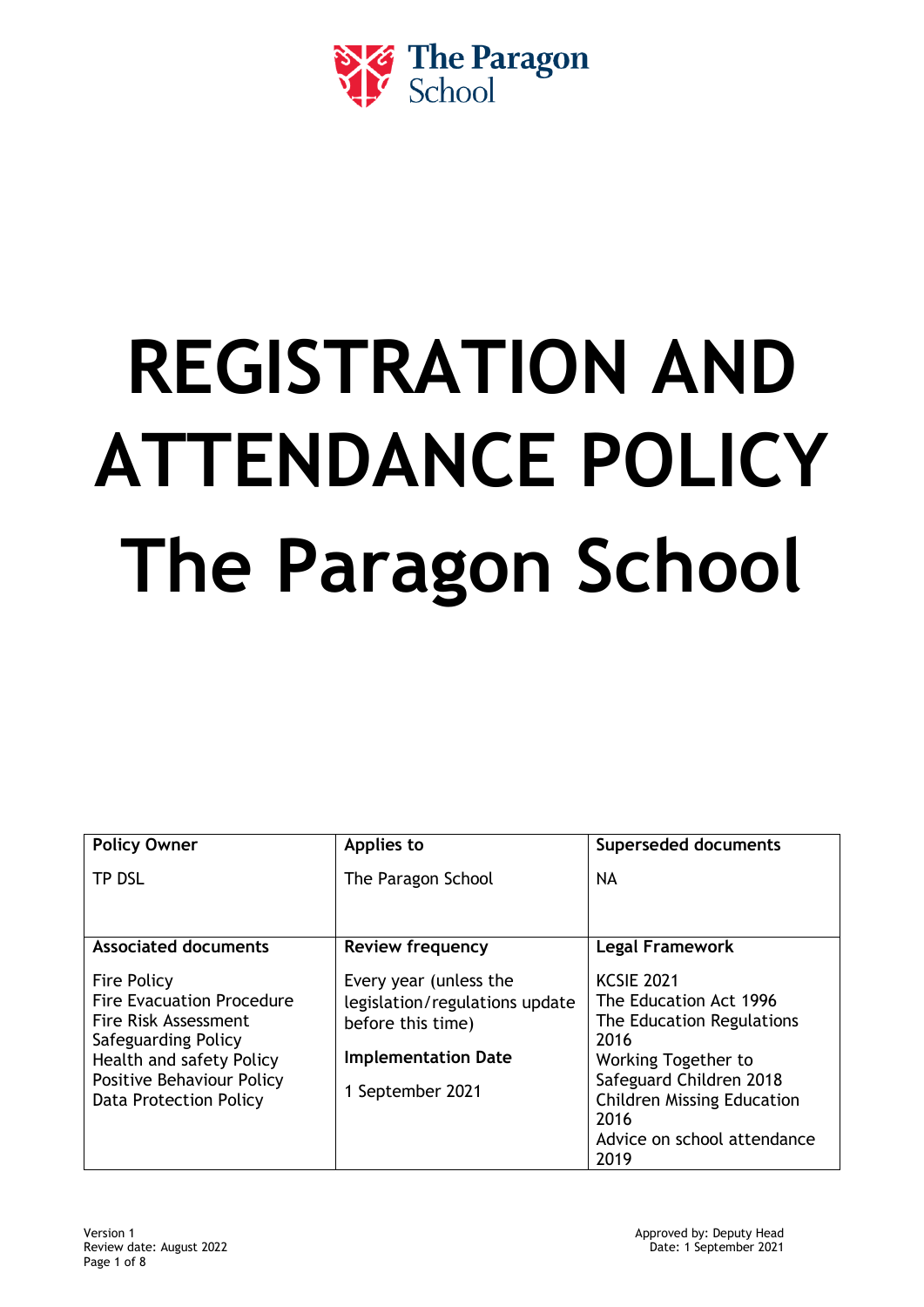The Paragon School

# REGISTRATION AND ATTENDANCE POLICY The Paragon School

| **Policy Owner** | **Applies to** | **Superseded documents** |
|---|---|---|
| TP DSL | The Paragon School | NA |
| **Associated documents** | **Review frequency** | **Legal Framework** |
| Fire Policy<br>Fire Evacuation Procedure<br>Fire Risk Assessment<br>Safeguarding Policy<br>Health and safety Policy<br>Positive Behaviour Policy<br>Data Protection Policy | Every year (unless the legislation/regulations update before this time)<br>**Implementation Date**<br>1 September 2021 | KCSIE 2021<br>The Education Act 1996<br>The Education Regulations 2016<br>Working Together to Safeguard Children 2018<br>Children Missing Education 2016<br>Advice on school attendance 2019 |

Version 1
Review date: August 2022

Approved by: Deputy Head
Date: 1 September 2021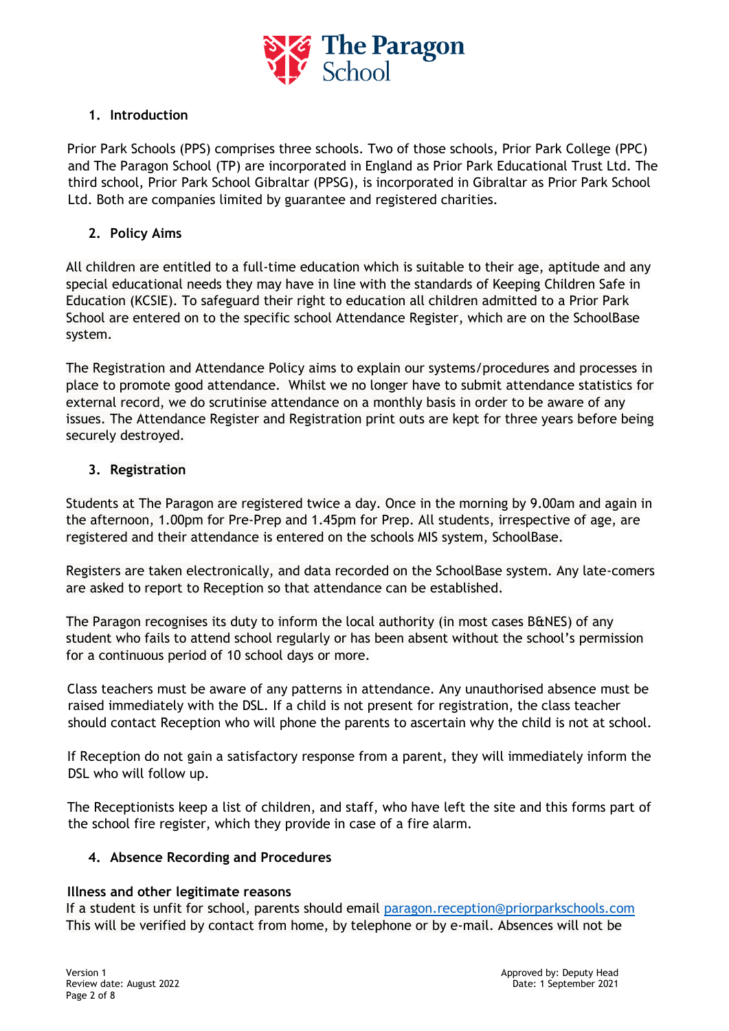## 1. Introduction

Prior Park Schools (PPS) comprises three schools. Two of those schools, Prior Park College (PPC) and The Paragon School (TP) are incorporated in England as Prior Park Educational Trust Ltd. The third school, Prior Park School Gibraltar (PPSG), is incorporated in Gibraltar as Prior Park School Ltd. Both are companies limited by guarantee and registered charities.

## 2. Policy Aims

All children are entitled to a full-time education which is suitable to their age, aptitude and any special educational needs they may have in line with the standards of Keeping Children Safe in Education (KCSIE). To safeguard their right to education all children admitted to a Prior Park School are entered on to the specific school Attendance Register, which are on the SchoolBase system.

The Registration and Attendance Policy aims to explain our systems/procedures and processes in place to promote good attendance. Whilst we no longer have to submit attendance statistics for external record, we do scrutinise attendance on a monthly basis in order to be aware of any issues. The Attendance Register and Registration print outs are kept for three years before being securely destroyed.

## 3. Registration

Students at The Paragon are registered twice a day. Once in the morning by 9.00am and again in the afternoon, 1.00pm for Pre-Prep and 1.45pm for Prep. All students, irrespective of age, are registered and their attendance is entered on the schools MIS system, SchoolBase.

Registers are taken electronically, and data recorded on the SchoolBase system. Any late-comers are asked to report to Reception so that attendance can be established.

The Paragon recognises its duty to inform the local authority (in most cases B&NES) of any student who fails to attend school regularly or has been absent without the school's permission for a continuous period of 10 school days or more.

Class teachers must be aware of any patterns in attendance. Any unauthorised absence must be raised immediately with the DSL. If a child is not present for registration, the class teacher should contact Reception who will phone the parents to ascertain why the child is not at school.

If Reception do not gain a satisfactory response from a parent, they will immediately inform the DSL who will follow up.

The Receptionists keep a list of children, and staff, who have left the site and this forms part of the school fire register, which they provide in case of a fire alarm.

## 4. Absence Recording and Procedures

**Illness and other legitimate reasons**

If a student is unfit for school, parents should email paragon.reception@priorparkschools.com This will be verified by contact from home, by telephone or by e-mail. Absences will not be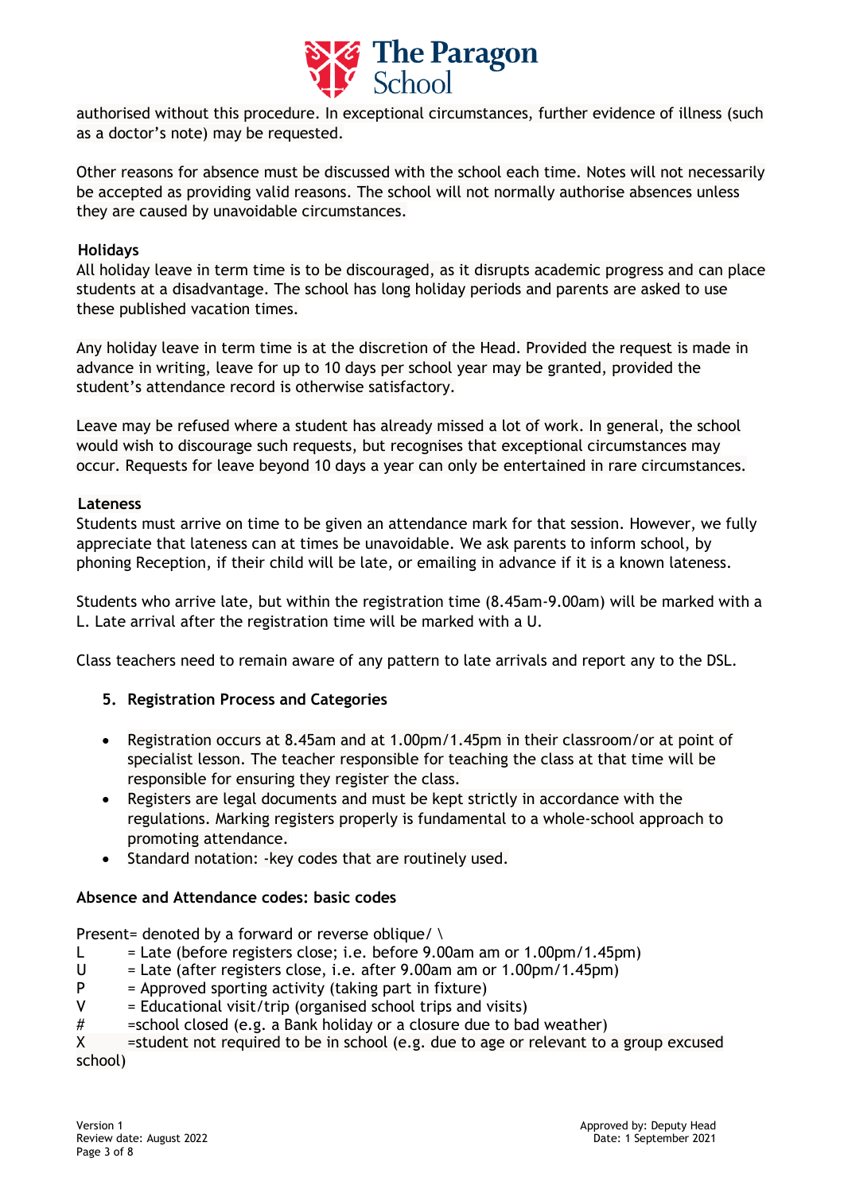authorised without this procedure. In exceptional circumstances, further evidence of illness (such as a doctor's note) may be requested.

Other reasons for absence must be discussed with the school each time. Notes will not necessarily be accepted as providing valid reasons. The school will not normally authorise absences unless they are caused by unavoidable circumstances.

**Holidays**

All holiday leave in term time is to be discouraged, as it disrupts academic progress and can place students at a disadvantage. The school has long holiday periods and parents are asked to use these published vacation times.

Any holiday leave in term time is at the discretion of the Head. Provided the request is made in advance in writing, leave for up to 10 days per school year may be granted, provided the student's attendance record is otherwise satisfactory.

Leave may be refused where a student has already missed a lot of work. In general, the school would wish to discourage such requests, but recognises that exceptional circumstances may occur. Requests for leave beyond 10 days a year can only be entertained in rare circumstances.

**Lateness**

Students must arrive on time to be given an attendance mark for that session. However, we fully appreciate that lateness can at times be unavoidable. We ask parents to inform school, by phoning Reception, if their child will be late, or emailing in advance if it is a known lateness.

Students who arrive late, but within the registration time (8.45am-9.00am) will be marked with a L. Late arrival after the registration time will be marked with a U.

Class teachers need to remain aware of any pattern to late arrivals and report any to the DSL.

5. **Registration Process and Categories**

- Registration occurs at 8.45am and at 1.00pm/1.45pm in their classroom/or at point of specialist lesson. The teacher responsible for teaching the class at that time will be responsible for ensuring they register the class.
- Registers are legal documents and must be kept strictly in accordance with the regulations. Marking registers properly is fundamental to a whole-school approach to promoting attendance.
- Standard notation: -key codes that are routinely used.

**Absence and Attendance codes: basic codes**

Present= denoted by a forward or reverse oblique/ \

L = Late (before registers close; i.e. before 9.00am am or 1.00pm/1.45pm)
U = Late (after registers close, i.e. after 9.00am am or 1.00pm/1.45pm)
P = Approved sporting activity (taking part in fixture)
V = Educational visit/trip (organised school trips and visits)
# =school closed (e.g. a Bank holiday or a closure due to bad weather)
X =student not required to be in school (e.g. due to age or relevant to a group excused school)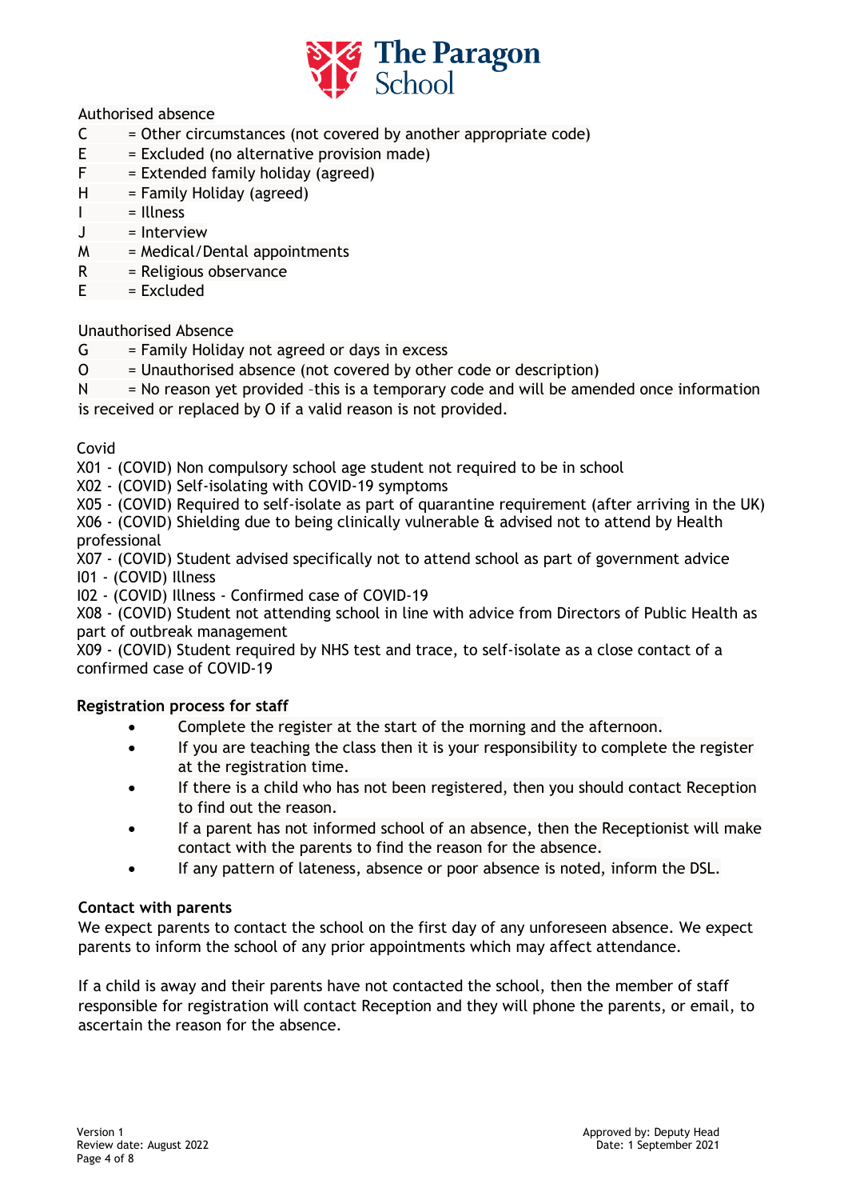Authorised absence

C = Other circumstances (not covered by another appropriate code)
E = Excluded (no alternative provision made)
F = Extended family holiday (agreed)
H = Family Holiday (agreed)
I = Illness
J = Interview
M = Medical/Dental appointments
R = Religious observance
E = Excluded

Unauthorised Absence

G = Family Holiday not agreed or days in excess
O = Unauthorised absence (not covered by other code or description)
N = No reason yet provided –this is a temporary code and will be amended once information is received or replaced by O if a valid reason is not provided.

Covid

X01 - (COVID) Non compulsory school age student not required to be in school
X02 - (COVID) Self-isolating with COVID-19 symptoms
X05 - (COVID) Required to self-isolate as part of quarantine requirement (after arriving in the UK)
X06 - (COVID) Shielding due to being clinically vulnerable & advised not to attend by Health professional
X07 - (COVID) Student advised specifically not to attend school as part of government advice
I01 - (COVID) Illness
I02 - (COVID) Illness - Confirmed case of COVID-19
X08 - (COVID) Student not attending school in line with advice from Directors of Public Health as part of outbreak management
X09 - (COVID) Student required by NHS test and trace, to self-isolate as a close contact of a confirmed case of COVID-19

**Registration process for staff**

- Complete the register at the start of the morning and the afternoon.
- If you are teaching the class then it is your responsibility to complete the register at the registration time.
- If there is a child who has not been registered, then you should contact Reception to find out the reason.
- If a parent has not informed school of an absence, then the Receptionist will make contact with the parents to find the reason for the absence.
- If any pattern of lateness, absence or poor absence is noted, inform the DSL.

**Contact with parents**

We expect parents to contact the school on the first day of any unforeseen absence. We expect parents to inform the school of any prior appointments which may affect attendance.

If a child is away and their parents have not contacted the school, then the member of staff responsible for registration will contact Reception and they will phone the parents, or email, to ascertain the reason for the absence.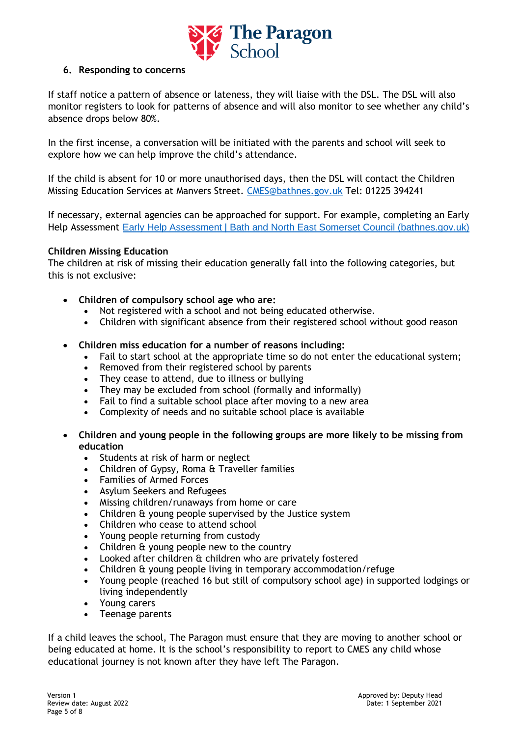## 6. Responding to concerns

If staff notice a pattern of absence or lateness, they will liaise with the DSL. The DSL will also monitor registers to look for patterns of absence and will also monitor to see whether any child's absence drops below 80%.

In the first incense, a conversation will be initiated with the parents and school will seek to explore how we can help improve the child's attendance.

If the child is absent for 10 or more unauthorised days, then the DSL will contact the Children Missing Education Services at Manvers Street. CMES@bathnes.gov.uk Tel: 01225 394241

If necessary, external agencies can be approached for support. For example, completing an Early Help Assessment Early Help Assessment | Bath and North East Somerset Council (bathnes.gov.uk)

**Children Missing Education**
The children at risk of missing their education generally fall into the following categories, but this is not exclusive:

- **Children of compulsory school age who are:**
  - Not registered with a school and not being educated otherwise.
  - Children with significant absence from their registered school without good reason

- **Children miss education for a number of reasons including:**
  - Fail to start school at the appropriate time so do not enter the educational system;
  - Removed from their registered school by parents
  - They cease to attend, due to illness or bullying
  - They may be excluded from school (formally and informally)
  - Fail to find a suitable school place after moving to a new area
  - Complexity of needs and no suitable school place is available

- **Children and young people in the following groups are more likely to be missing from education**
  - Students at risk of harm or neglect
  - Children of Gypsy, Roma & Traveller families
  - Families of Armed Forces
  - Asylum Seekers and Refugees
  - Missing children/runaways from home or care
  - Children & young people supervised by the Justice system
  - Children who cease to attend school
  - Young people returning from custody
  - Children & young people new to the country
  - Looked after children & children who are privately fostered
  - Children & young people living in temporary accommodation/refuge
  - Young people (reached 16 but still of compulsory school age) in supported lodgings or living independently
  - Young carers
  - Teenage parents

If a child leaves the school, The Paragon must ensure that they are moving to another school or being educated at home. It is the school's responsibility to report to CMES any child whose educational journey is not known after they have left The Paragon.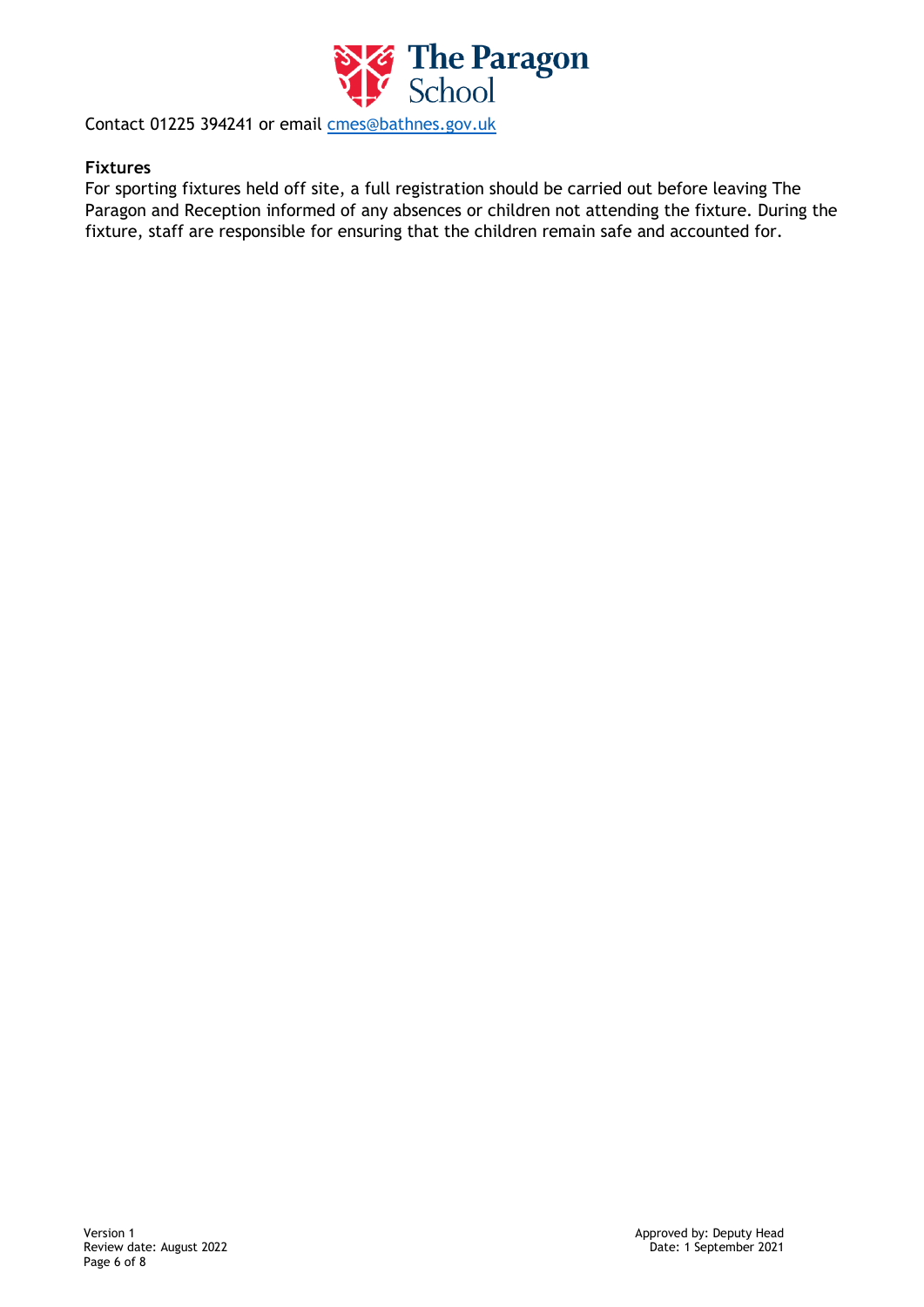Contact 01225 394241 or email cmes@bathnes.gov.uk

**Fixtures**

For sporting fixtures held off site, a full registration should be carried out before leaving The Paragon and Reception informed of any absences or children not attending the fixture. During the fixture, staff are responsible for ensuring that the children remain safe and accounted for.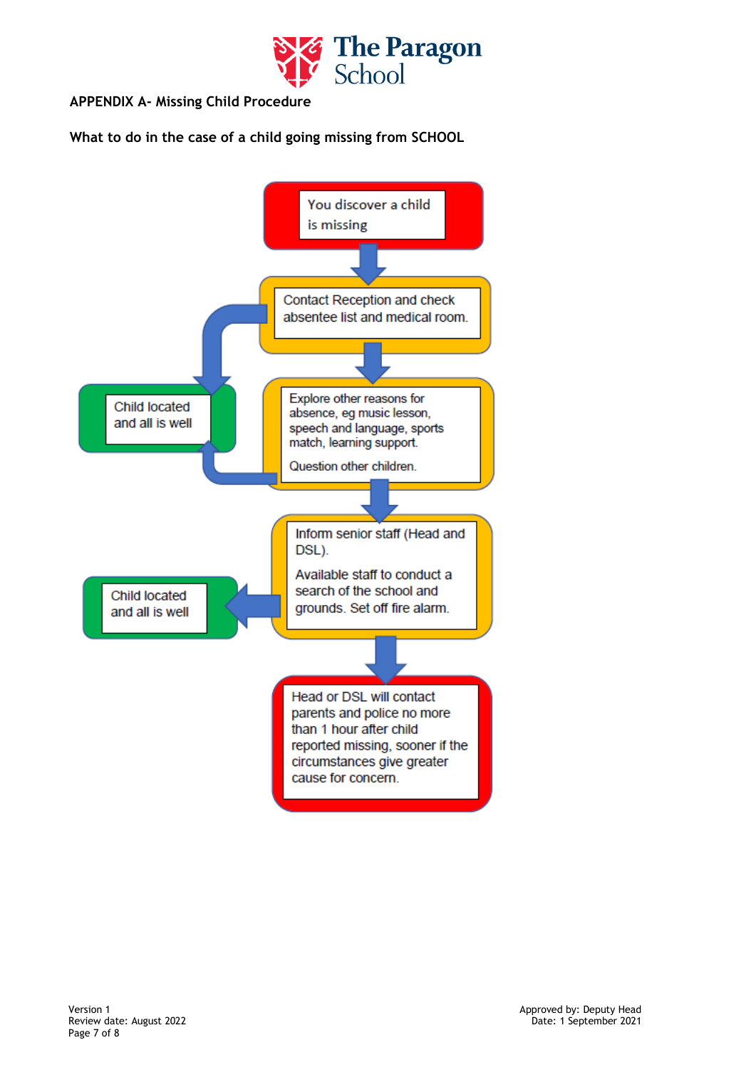## APPENDIX A- Missing Child Procedure

**What to do in the case of a child going missing from SCHOOL**

You discover a child is missing

Contact Reception and check absentee list and medical room.

Child located and all is well

Explore other reasons for absence, eg music lesson, speech and language, sports match, learning support.

Question other children.

Child located and all is well

Inform senior staff (Head and DSL).

Available staff to conduct a search of the school and grounds. Set off fire alarm.

Child located and all is well

Head or DSL will contact parents and police no more than 1 hour after child reported missing, sooner if the circumstances give greater cause for concern.

Version 1
Review date: August 2022

Approved by: Deputy Head
Date: 1 September 2021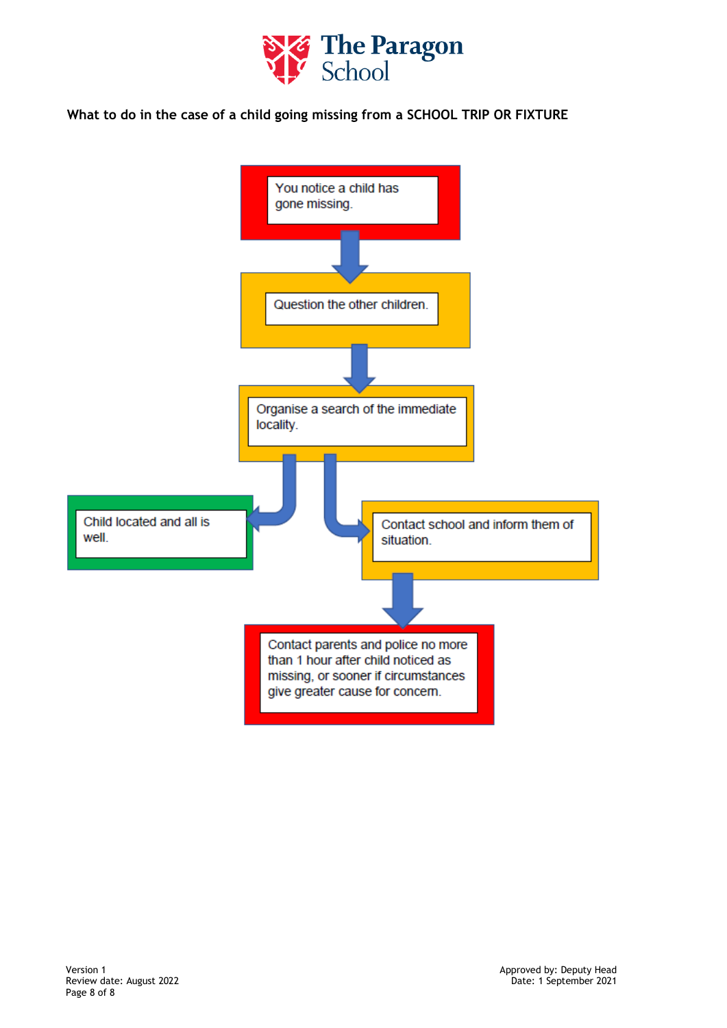**What to do in the case of a child going missing from a SCHOOL TRIP OR FIXTURE**

You notice a child has gone missing.

Question the other children.

Organise a search of the immediate locality.

Child located and all is well.

Contact school and inform them of situation.

Contact parents and police no more than 1 hour after child noticed as missing, or sooner if circumstances give greater cause for concern.

Version 1
Review date: August 2022

Approved by: Deputy Head
Date: 1 September 2021